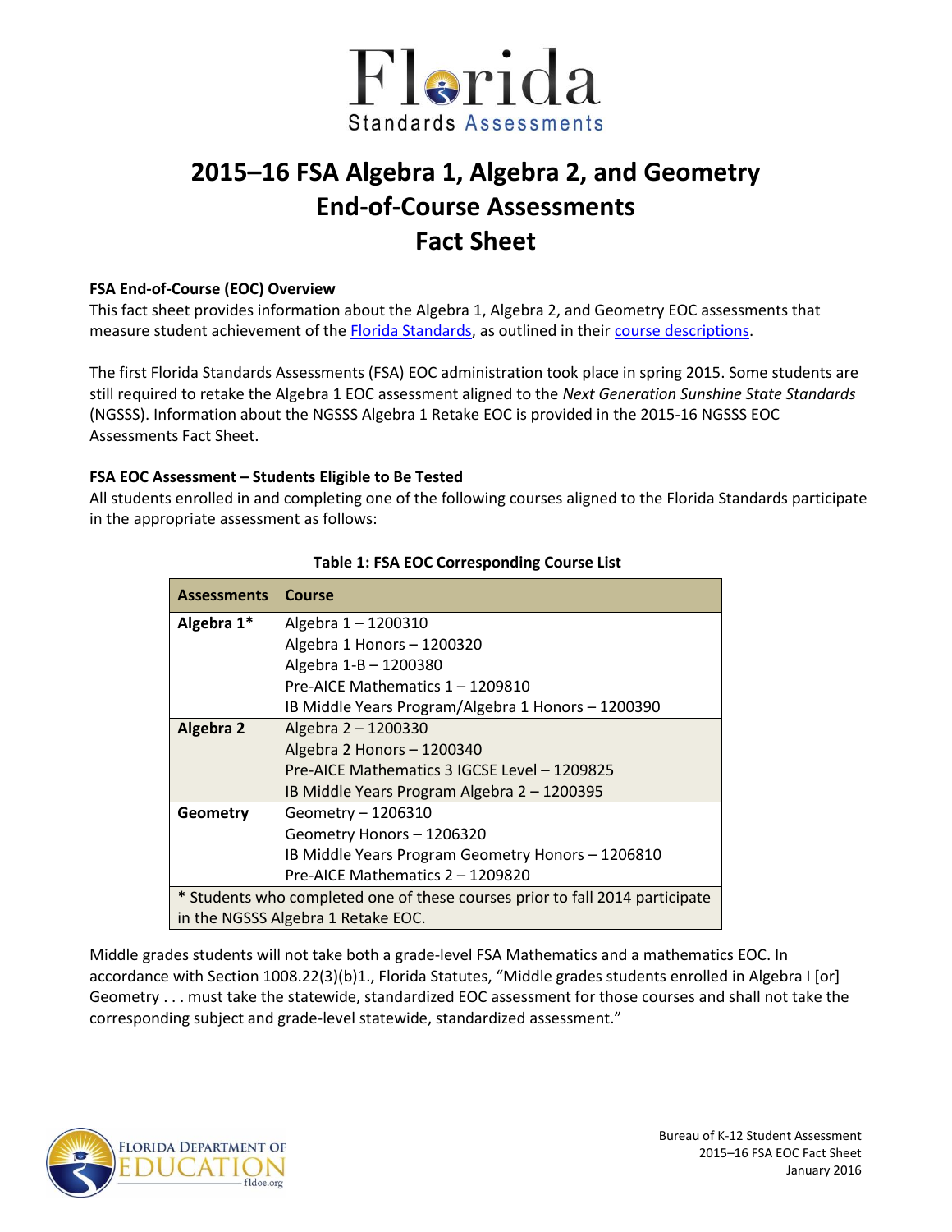# 2015–16 FSA Algebra 1, Algebra 2, and Geometry End-of-Course Assessments Fact Sheet

### FSA End-of-Course (EOC) Overview

This fact sheet provides information about the Algebra 1, Algebra 2, and Geometry EOC assessments that measure student achievement of the Florida Standards, as outlined in their course descriptions.

The first Florida Standards Assessments (FSA) EOC administration took place in spring 2015. Some students are still required to retake the Algebra 1 EOC assessment aligned to the *Next Generation Sunshine State Standards* (NGSSS). Information about the NGSSS Algebra 1 Retake EOC is provided in the 2015-16 NGSSS EOC Assessments Fact Sheet.

### FSA EOC Assessment – Students Eligible to Be Tested

All students enrolled in and completing one of the following courses aligned to the Florida Standards participate in the appropriate assessment as follows:

**Table 1: FSA EOC Corresponding Course List**

| Assessments | Course |
|---|---|
| **Algebra 1*** | Algebra 1 – 1200310<br>Algebra 1 Honors – 1200320<br>Algebra 1-B – 1200380<br>Pre-AICE Mathematics 1 – 1209810<br>IB Middle Years Program/Algebra 1 Honors – 1200390 |
| **Algebra 2** | Algebra 2 – 1200330<br>Algebra 2 Honors – 1200340<br>Pre-AICE Mathematics 3 IGCSE Level – 1209825<br>IB Middle Years Program Algebra 2 – 1200395 |
| **Geometry** | Geometry – 1206310<br>Geometry Honors – 1206320<br>IB Middle Years Program Geometry Honors – 1206810<br>Pre-AICE Mathematics 2 – 1209820 |
| * Students who completed one of these courses prior to fall 2014 participate in the NGSSS Algebra 1 Retake EOC. | |

Middle grades students will not take both a grade-level FSA Mathematics and a mathematics EOC. In accordance with Section 1008.22(3)(b)1., Florida Statutes, "Middle grades students enrolled in Algebra I [or] Geometry . . . must take the statewide, standardized EOC assessment for those courses and shall not take the corresponding subject and grade-level statewide, standardized assessment."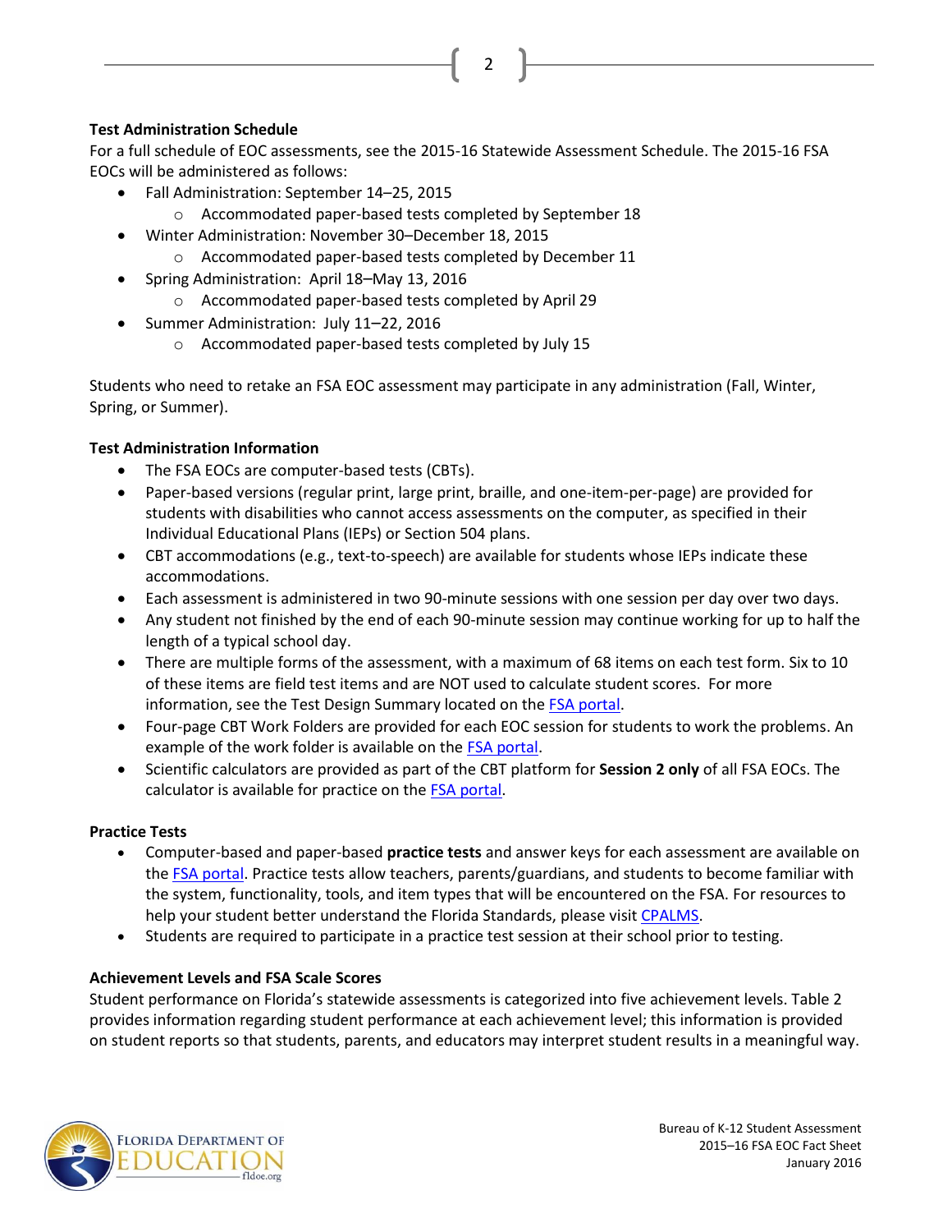**Test Administration Schedule**

For a full schedule of EOC assessments, see the 2015-16 Statewide Assessment Schedule. The 2015-16 FSA EOCs will be administered as follows:

- Fall Administration: September 14–25, 2015
  - Accommodated paper-based tests completed by September 18
- Winter Administration: November 30–December 18, 2015
  - Accommodated paper-based tests completed by December 11
- Spring Administration: April 18–May 13, 2016
  - Accommodated paper-based tests completed by April 29
- Summer Administration: July 11–22, 2016
  - Accommodated paper-based tests completed by July 15

Students who need to retake an FSA EOC assessment may participate in any administration (Fall, Winter, Spring, or Summer).

**Test Administration Information**

- The FSA EOCs are computer-based tests (CBTs).
- Paper-based versions (regular print, large print, braille, and one-item-per-page) are provided for students with disabilities who cannot access assessments on the computer, as specified in their Individual Educational Plans (IEPs) or Section 504 plans.
- CBT accommodations (e.g., text-to-speech) are available for students whose IEPs indicate these accommodations.
- Each assessment is administered in two 90-minute sessions with one session per day over two days.
- Any student not finished by the end of each 90-minute session may continue working for up to half the length of a typical school day.
- There are multiple forms of the assessment, with a maximum of 68 items on each test form. Six to 10 of these items are field test items and are NOT used to calculate student scores. For more information, see the Test Design Summary located on the FSA portal.
- Four-page CBT Work Folders are provided for each EOC session for students to work the problems. An example of the work folder is available on the FSA portal.
- Scientific calculators are provided as part of the CBT platform for **Session 2 only** of all FSA EOCs. The calculator is available for practice on the FSA portal.

**Practice Tests**

- Computer-based and paper-based **practice tests** and answer keys for each assessment are available on the FSA portal. Practice tests allow teachers, parents/guardians, and students to become familiar with the system, functionality, tools, and item types that will be encountered on the FSA. For resources to help your student better understand the Florida Standards, please visit CPALMS.
- Students are required to participate in a practice test session at their school prior to testing.

**Achievement Levels and FSA Scale Scores**

Student performance on Florida's statewide assessments is categorized into five achievement levels. Table 2 provides information regarding student performance at each achievement level; this information is provided on student reports so that students, parents, and educators may interpret student results in a meaningful way.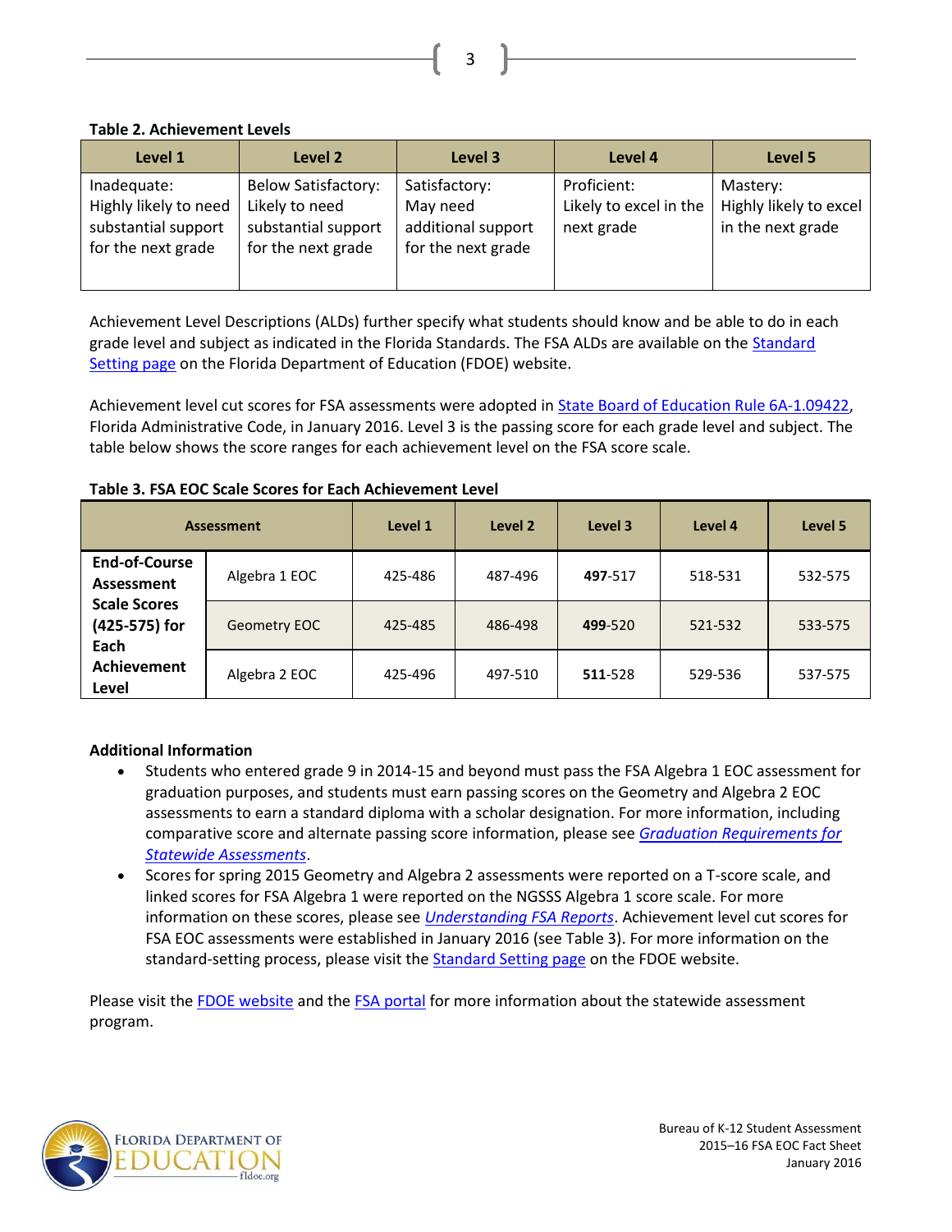**Table 2. Achievement Levels**

| Level 1 | Level 2 | Level 3 | Level 4 | Level 5 |
|---|---|---|---|---|
| Inadequate: Highly likely to need substantial support for the next grade | Below Satisfactory: Likely to need substantial support for the next grade | Satisfactory: May need additional support for the next grade | Proficient: Likely to excel in the next grade | Mastery: Highly likely to excel in the next grade |

Achievement Level Descriptions (ALDs) further specify what students should know and be able to do in each grade level and subject as indicated in the Florida Standards. The FSA ALDs are available on the Standard Setting page on the Florida Department of Education (FDOE) website.

Achievement level cut scores for FSA assessments were adopted in State Board of Education Rule 6A-1.09422, Florida Administrative Code, in January 2016. Level 3 is the passing score for each grade level and subject. The table below shows the score ranges for each achievement level on the FSA score scale.

**Table 3. FSA EOC Scale Scores for Each Achievement Level**

| Assessment | | Level 1 | Level 2 | Level 3 | Level 4 | Level 5 |
|---|---|---|---|---|---|---|
| **End-of-Course Assessment Scale Scores (425-575) for Each Achievement Level** | Algebra 1 EOC | 425-486 | 487-496 | **497**-517 | 518-531 | 532-575 |
| | Geometry EOC | 425-485 | 486-498 | **499**-520 | 521-532 | 533-575 |
| | Algebra 2 EOC | 425-496 | 497-510 | **511**-528 | 529-536 | 537-575 |

**Additional Information**

- Students who entered grade 9 in 2014-15 and beyond must pass the FSA Algebra 1 EOC assessment for graduation purposes, and students must earn passing scores on the Geometry and Algebra 2 EOC assessments to earn a standard diploma with a scholar designation. For more information, including comparative score and alternate passing score information, please see *Graduation Requirements for Statewide Assessments*.
- Scores for spring 2015 Geometry and Algebra 2 assessments were reported on a T-score scale, and linked scores for FSA Algebra 1 were reported on the NGSSS Algebra 1 score scale. For more information on these scores, please see *Understanding FSA Reports*. Achievement level cut scores for FSA EOC assessments were established in January 2016 (see Table 3). For more information on the standard-setting process, please visit the Standard Setting page on the FDOE website.

Please visit the FDOE website and the FSA portal for more information about the statewide assessment program.